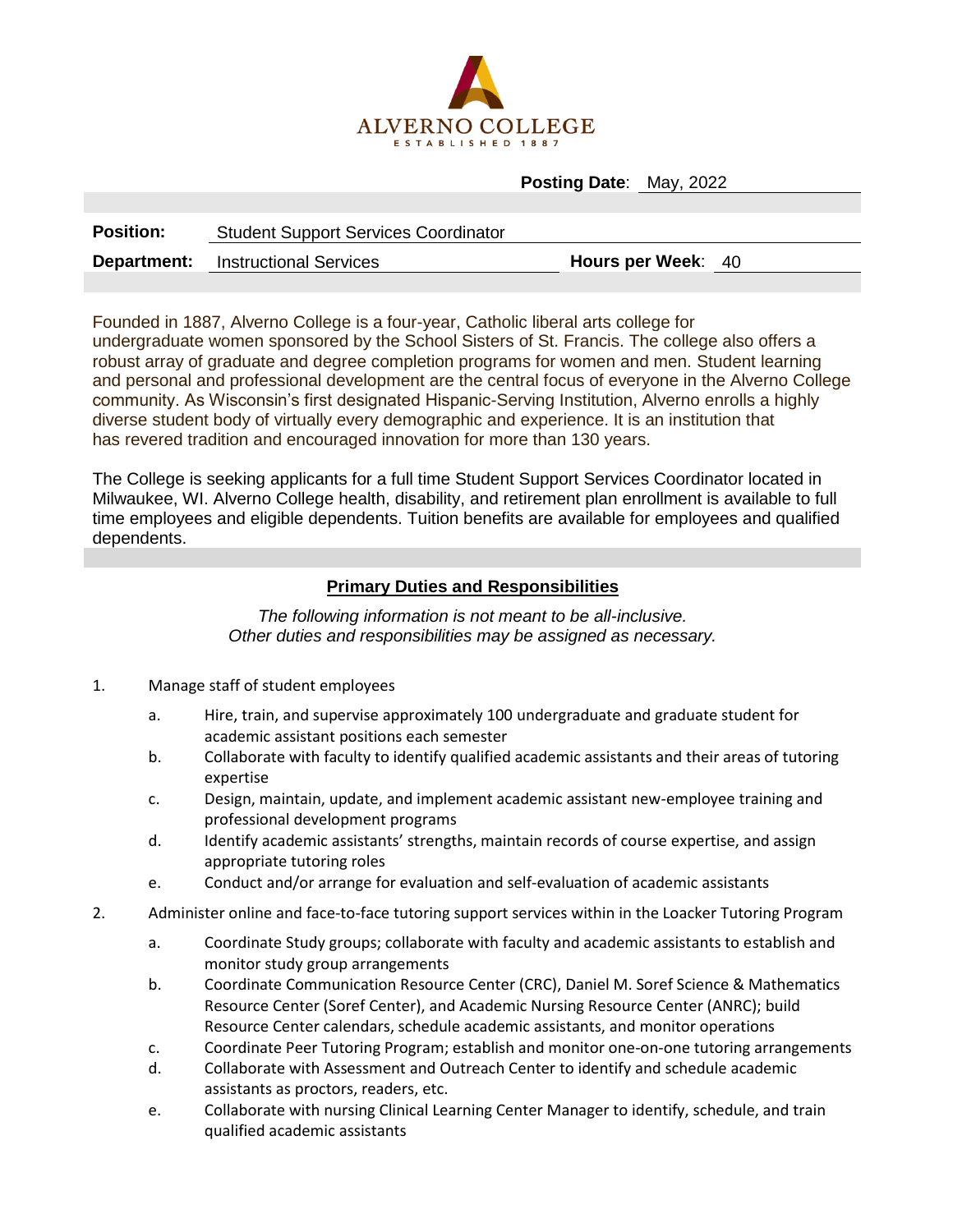ALVERNO COLLEGE
ESTABLISHED 1887

**Posting Date**: May, 2022

**Position:** Student Support Services Coordinator

**Department:** Instructional Services **Hours per Week**: 40

Founded in 1887, Alverno College is a four-year, Catholic liberal arts college for undergraduate women sponsored by the School Sisters of St. Francis. The college also offers a robust array of graduate and degree completion programs for women and men. Student learning and personal and professional development are the central focus of everyone in the Alverno College community. As Wisconsin's first designated Hispanic-Serving Institution, Alverno enrolls a highly diverse student body of virtually every demographic and experience. It is an institution that has revered tradition and encouraged innovation for more than 130 years.

The College is seeking applicants for a full time Student Support Services Coordinator located in Milwaukee, WI. Alverno College health, disability, and retirement plan enrollment is available to full time employees and eligible dependents. Tuition benefits are available for employees and qualified dependents.

## Primary Duties and Responsibilities

*The following information is not meant to be all-inclusive.*
*Other duties and responsibilities may be assigned as necessary.*

1. Manage staff of student employees
   a. Hire, train, and supervise approximately 100 undergraduate and graduate student for academic assistant positions each semester
   b. Collaborate with faculty to identify qualified academic assistants and their areas of tutoring expertise
   c. Design, maintain, update, and implement academic assistant new-employee training and professional development programs
   d. Identify academic assistants' strengths, maintain records of course expertise, and assign appropriate tutoring roles
   e. Conduct and/or arrange for evaluation and self-evaluation of academic assistants
2. Administer online and face-to-face tutoring support services within in the Loacker Tutoring Program
   a. Coordinate Study groups; collaborate with faculty and academic assistants to establish and monitor study group arrangements
   b. Coordinate Communication Resource Center (CRC), Daniel M. Soref Science & Mathematics Resource Center (Soref Center), and Academic Nursing Resource Center (ANRC); build Resource Center calendars, schedule academic assistants, and monitor operations
   c. Coordinate Peer Tutoring Program; establish and monitor one-on-one tutoring arrangements
   d. Collaborate with Assessment and Outreach Center to identify and schedule academic assistants as proctors, readers, etc.
   e. Collaborate with nursing Clinical Learning Center Manager to identify, schedule, and train qualified academic assistants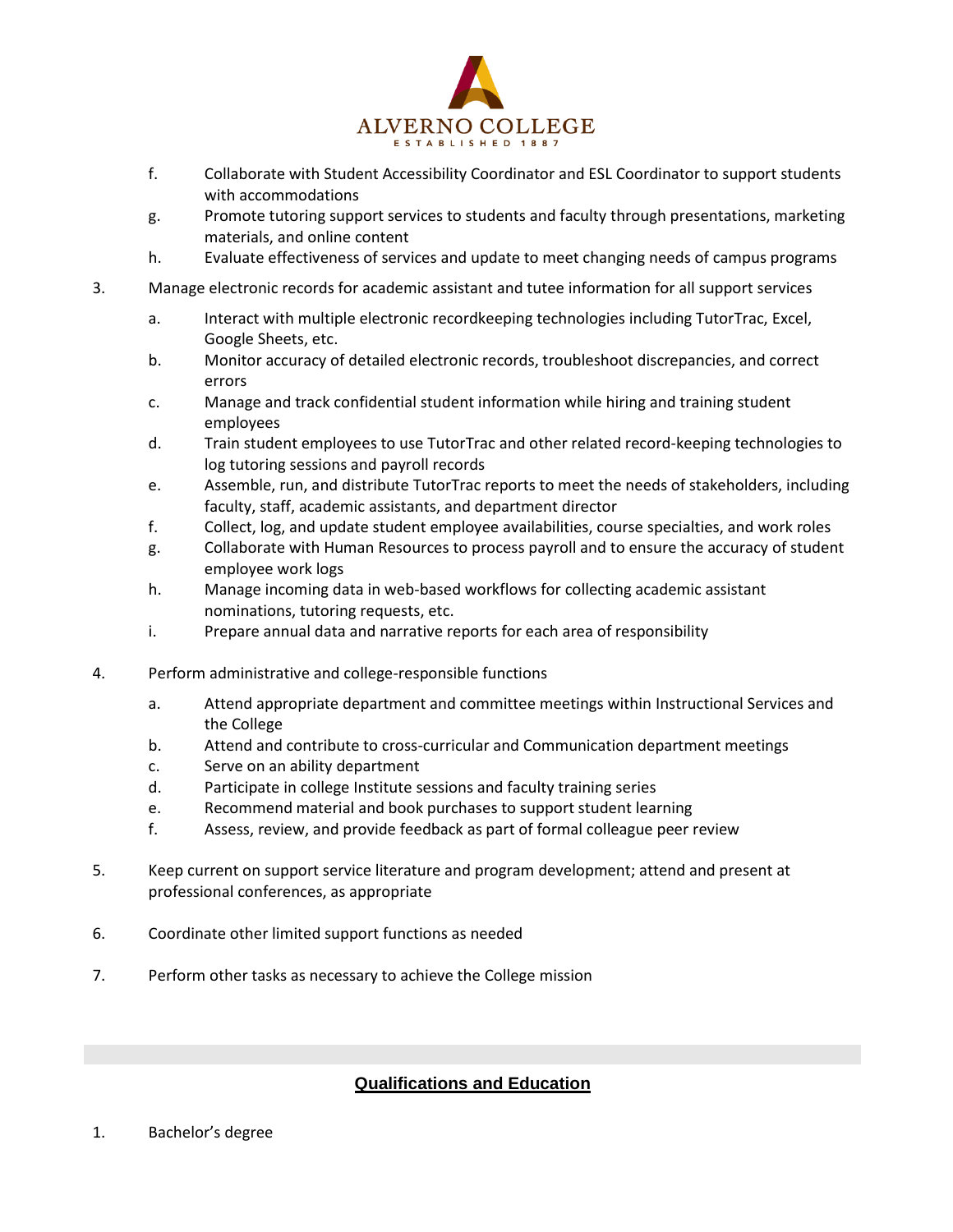f. Collaborate with Student Accessibility Coordinator and ESL Coordinator to support students with accommodations
g. Promote tutoring support services to students and faculty through presentations, marketing materials, and online content
h. Evaluate effectiveness of services and update to meet changing needs of campus programs

3. Manage electronic records for academic assistant and tutee information for all support services

    a. Interact with multiple electronic recordkeeping technologies including TutorTrac, Excel, Google Sheets, etc.
    b. Monitor accuracy of detailed electronic records, troubleshoot discrepancies, and correct errors
    c. Manage and track confidential student information while hiring and training student employees
    d. Train student employees to use TutorTrac and other related record-keeping technologies to log tutoring sessions and payroll records
    e. Assemble, run, and distribute TutorTrac reports to meet the needs of stakeholders, including faculty, staff, academic assistants, and department director
    f. Collect, log, and update student employee availabilities, course specialties, and work roles
    g. Collaborate with Human Resources to process payroll and to ensure the accuracy of student employee work logs
    h. Manage incoming data in web-based workflows for collecting academic assistant nominations, tutoring requests, etc.
    i. Prepare annual data and narrative reports for each area of responsibility

4. Perform administrative and college-responsible functions

    a. Attend appropriate department and committee meetings within Instructional Services and the College
    b. Attend and contribute to cross-curricular and Communication department meetings
    c. Serve on an ability department
    d. Participate in college Institute sessions and faculty training series
    e. Recommend material and book purchases to support student learning
    f. Assess, review, and provide feedback as part of formal colleague peer review

5. Keep current on support service literature and program development; attend and present at professional conferences, as appropriate

6. Coordinate other limited support functions as needed

7. Perform other tasks as necessary to achieve the College mission

## Qualifications and Education

1. Bachelor's degree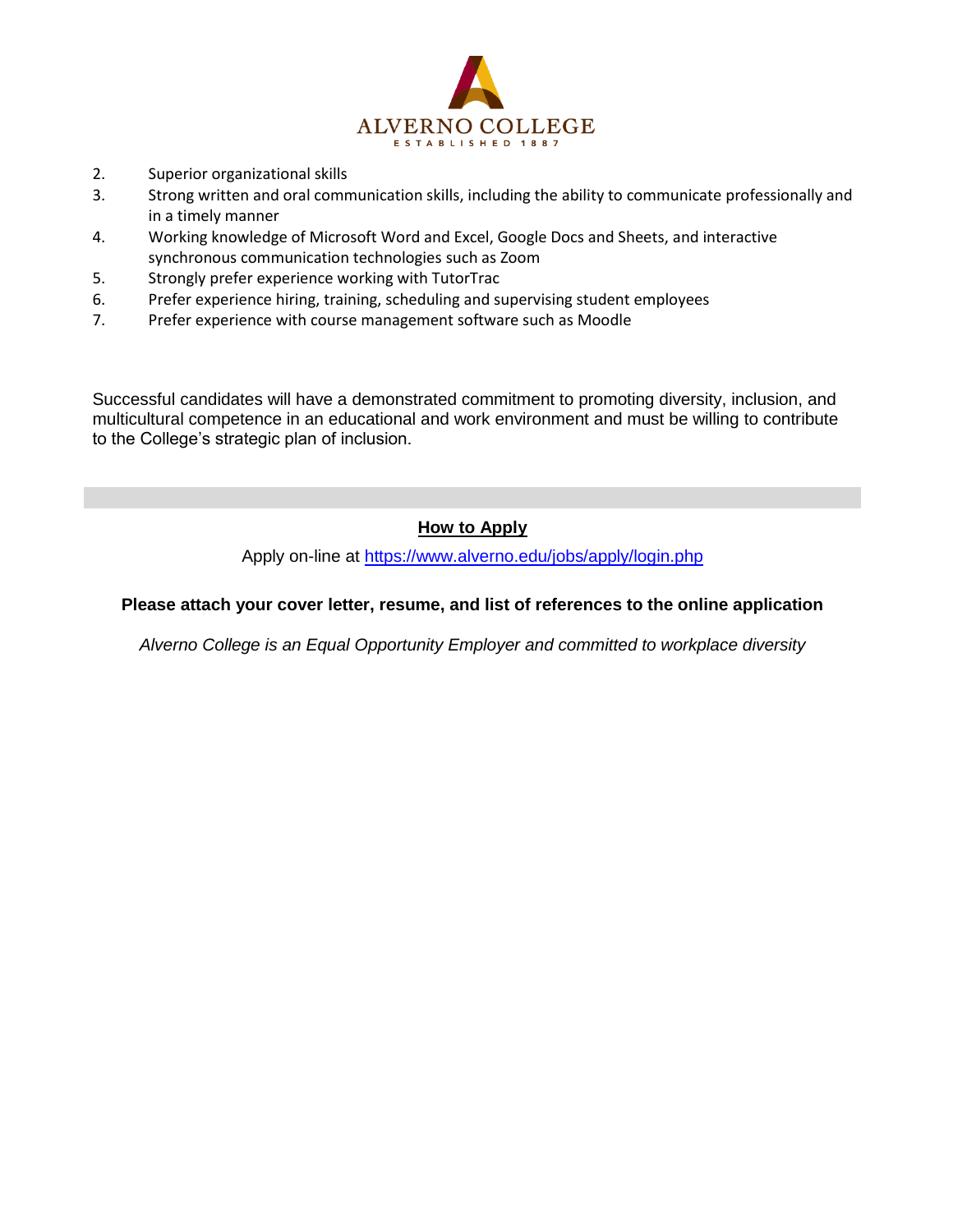2. Superior organizational skills
3. Strong written and oral communication skills, including the ability to communicate professionally and in a timely manner
4. Working knowledge of Microsoft Word and Excel, Google Docs and Sheets, and interactive synchronous communication technologies such as Zoom
5. Strongly prefer experience working with TutorTrac
6. Prefer experience hiring, training, scheduling and supervising student employees
7. Prefer experience with course management software such as Moodle

Successful candidates will have a demonstrated commitment to promoting diversity, inclusion, and multicultural competence in an educational and work environment and must be willing to contribute to the College's strategic plan of inclusion.

## How to Apply

Apply on-line at https://www.alverno.edu/jobs/apply/login.php

**Please attach your cover letter, resume, and list of references to the online application**

*Alverno College is an Equal Opportunity Employer and committed to workplace diversity*